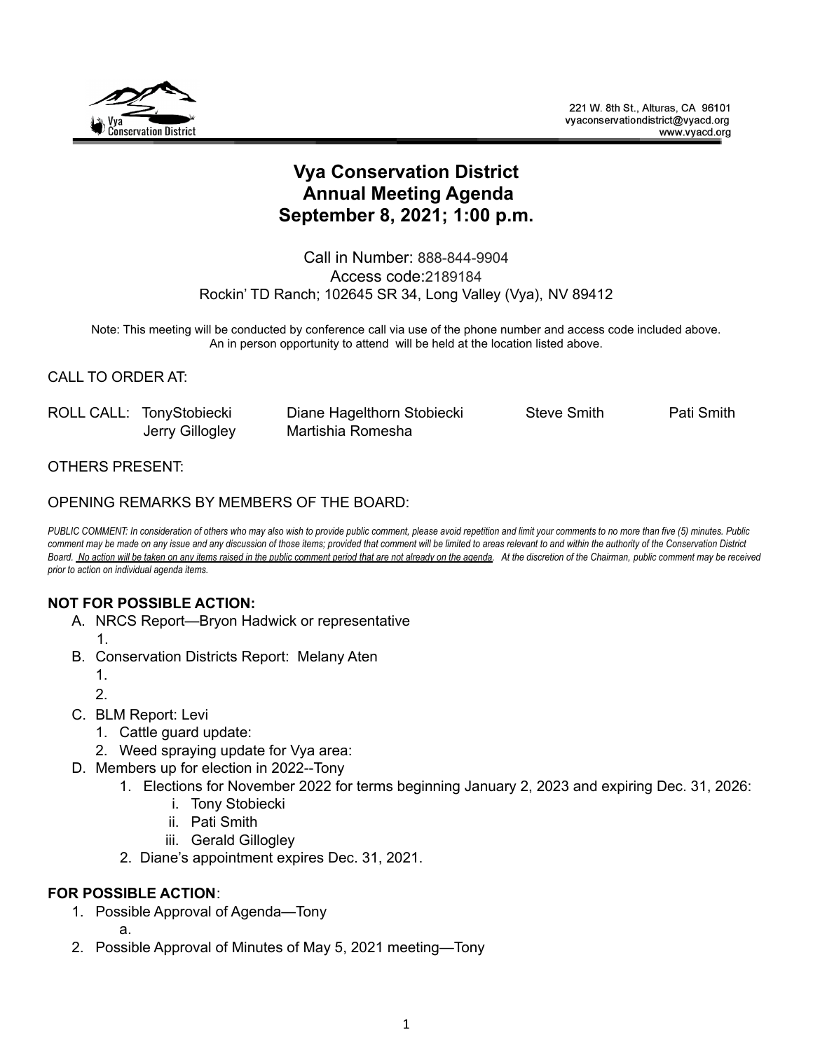221 W. 8th St., Alturas, CA 96101
vyaconservationdistrict@vyacd.org
www.vyacd.org

# Vya Conservation District
## Annual Meeting Agenda
## September 8, 2021; 1:00 p.m.

Call in Number: 888-844-9904
Access code:2189184
Rockin' TD Ranch; 102645 SR 34, Long Valley (Vya), NV 89412

Note: This meeting will be conducted by conference call via use of the phone number and access code included above. An in person opportunity to attend will be held at the location listed above.

CALL TO ORDER AT:

ROLL CALL: TonyStobiecki Diane Hagelthorn Stobiecki Steve Smith Pati Smith
Jerry Gillogley Martishia Romesha

OTHERS PRESENT:

OPENING REMARKS BY MEMBERS OF THE BOARD:

*PUBLIC COMMENT: In consideration of others who may also wish to provide public comment, please avoid repetition and limit your comments to no more than five (5) minutes. Public comment may be made on any issue and any discussion of those items; provided that comment will be limited to areas relevant to and within the authority of the Conservation District Board. No action will be taken on any items raised in the public comment period that are not already on the agenda. At the discretion of the Chairman, public comment may be received prior to action on individual agenda items.*

**NOT FOR POSSIBLE ACTION:**

A. NRCS Report—Bryon Hadwick or representative
   1.
B. Conservation Districts Report: Melany Aten
   1.
   2.
C. BLM Report: Levi
   1. Cattle guard update:
   2. Weed spraying update for Vya area:
D. Members up for election in 2022--Tony
   1. Elections for November 2022 for terms beginning January 2, 2023 and expiring Dec. 31, 2026:
      i. Tony Stobiecki
      ii. Pati Smith
      iii. Gerald Gillogley
   2. Diane's appointment expires Dec. 31, 2021.

**FOR POSSIBLE ACTION**:

1. Possible Approval of Agenda—Tony
   a.
2. Possible Approval of Minutes of May 5, 2021 meeting—Tony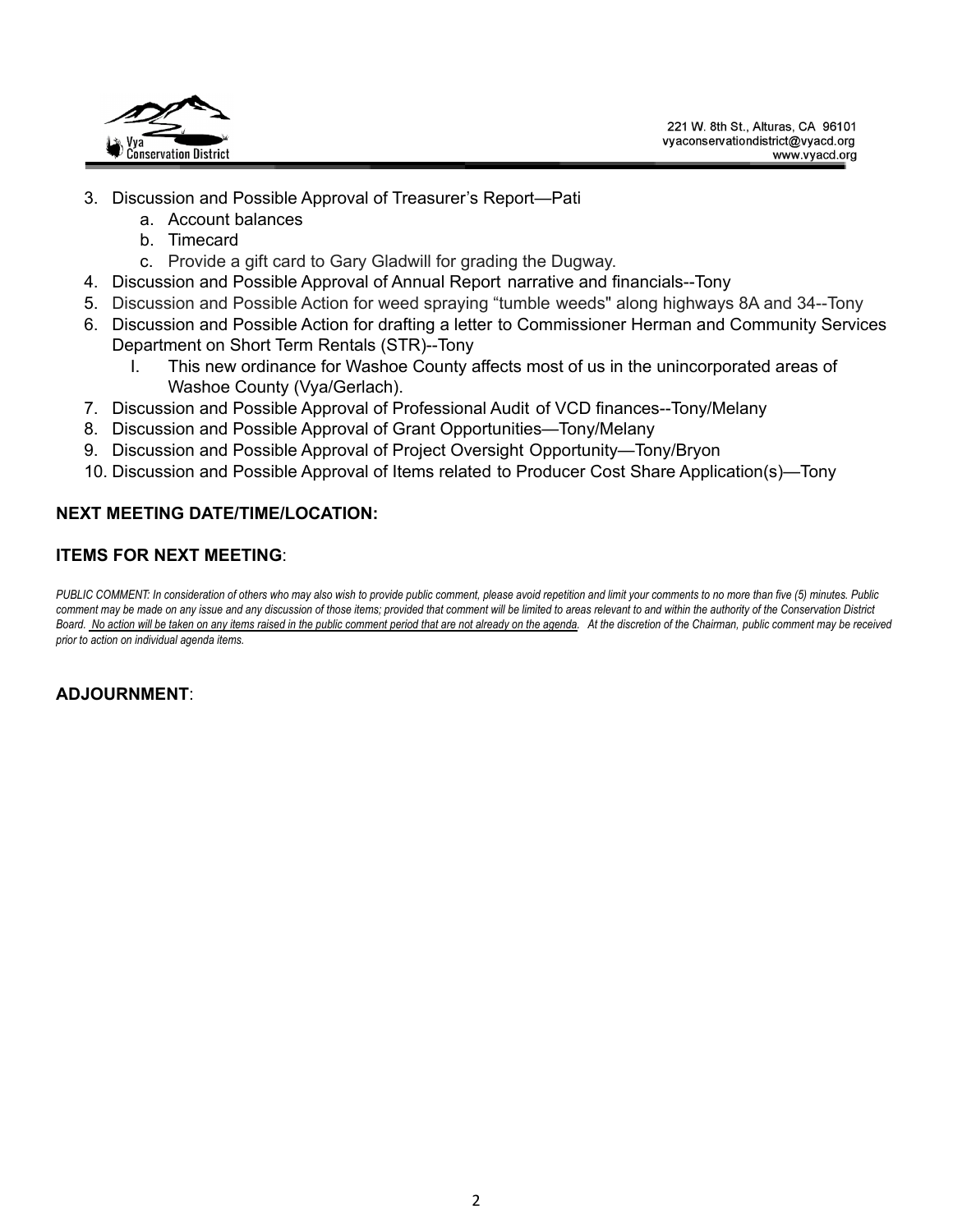3. Discussion and Possible Approval of Treasurer's Report—Pati
    a. Account balances
    b. Timecard
    c. Provide a gift card to Gary Gladwill for grading the Dugway.
4. Discussion and Possible Approval of Annual Report narrative and financials--Tony
5. Discussion and Possible Action for weed spraying "tumble weeds" along highways 8A and 34--Tony
6. Discussion and Possible Action for drafting a letter to Commissioner Herman and Community Services Department on Short Term Rentals (STR)--Tony
    I. This new ordinance for Washoe County affects most of us in the unincorporated areas of Washoe County (Vya/Gerlach).
7. Discussion and Possible Approval of Professional Audit of VCD finances--Tony/Melany
8. Discussion and Possible Approval of Grant Opportunities—Tony/Melany
9. Discussion and Possible Approval of Project Oversight Opportunity—Tony/Bryon
10. Discussion and Possible Approval of Items related to Producer Cost Share Application(s)—Tony

**NEXT MEETING DATE/TIME/LOCATION:**

**ITEMS FOR NEXT MEETING**:

*PUBLIC COMMENT: In consideration of others who may also wish to provide public comment, please avoid repetition and limit your comments to no more than five (5) minutes. Public comment may be made on any issue and any discussion of those items; provided that comment will be limited to areas relevant to and within the authority of the Conservation District Board. No action will be taken on any items raised in the public comment period that are not already on the agenda. At the discretion of the Chairman, public comment may be received prior to action on individual agenda items.*

**ADJOURNMENT**: